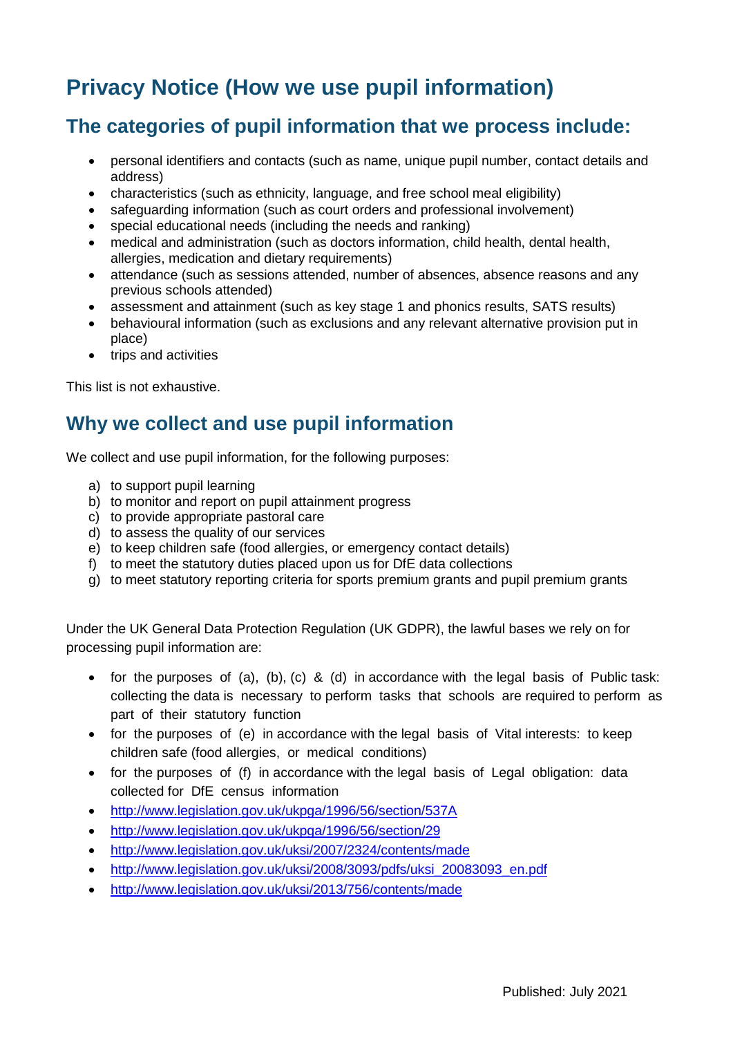# Privacy Notice (How we use pupil information)

## The categories of pupil information that we process include:

- personal identifiers and contacts (such as name, unique pupil number, contact details and address)
- characteristics (such as ethnicity, language, and free school meal eligibility)
- safeguarding information (such as court orders and professional involvement)
- special educational needs (including the needs and ranking)
- medical and administration (such as doctors information, child health, dental health, allergies, medication and dietary requirements)
- attendance (such as sessions attended, number of absences, absence reasons and any previous schools attended)
- assessment and attainment (such as key stage 1 and phonics results, SATS results)
- behavioural information (such as exclusions and any relevant alternative provision put in place)
- trips and activities

This list is not exhaustive.

## Why we collect and use pupil information

We collect and use pupil information, for the following purposes:

a) to support pupil learning
b) to monitor and report on pupil attainment progress
c) to provide appropriate pastoral care
d) to assess the quality of our services
e) to keep children safe (food allergies, or emergency contact details)
f) to meet the statutory duties placed upon us for DfE data collections
g) to meet statutory reporting criteria for sports premium grants and pupil premium grants

Under the UK General Data Protection Regulation (UK GDPR), the lawful bases we rely on for processing pupil information are:

- for the purposes of (a), (b), (c) & (d) in accordance with the legal basis of Public task: collecting the data is necessary to perform tasks that schools are required to perform as part of their statutory function
- for the purposes of (e) in accordance with the legal basis of Vital interests: to keep children safe (food allergies, or medical conditions)
- for the purposes of (f) in accordance with the legal basis of Legal obligation: data collected for DfE census information
- http://www.legislation.gov.uk/ukpga/1996/56/section/537A
- http://www.legislation.gov.uk/ukpga/1996/56/section/29
- http://www.legislation.gov.uk/uksi/2007/2324/contents/made
- http://www.legislation.gov.uk/uksi/2008/3093/pdfs/uksi_20083093_en.pdf
- http://www.legislation.gov.uk/uksi/2013/756/contents/made

Published: July 2021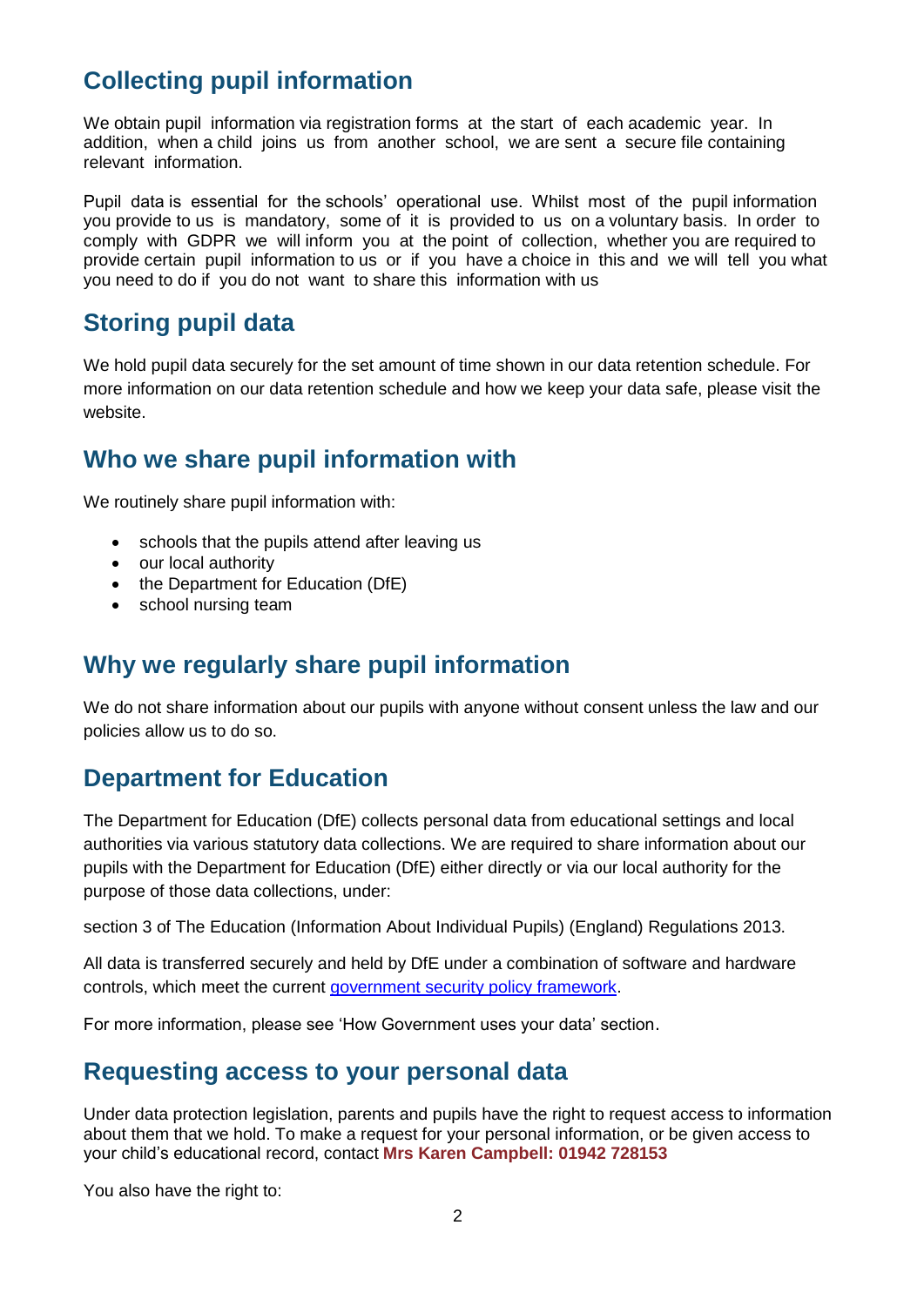## Collecting pupil information

We obtain pupil information via registration forms at the start of each academic year. In addition, when a child joins us from another school, we are sent a secure file containing relevant information.

Pupil data is essential for the schools' operational use. Whilst most of the pupil information you provide to us is mandatory, some of it is provided to us on a voluntary basis. In order to comply with GDPR we will inform you at the point of collection, whether you are required to provide certain pupil information to us or if you have a choice in this and we will tell you what you need to do if you do not want to share this information with us

## Storing pupil data

We hold pupil data securely for the set amount of time shown in our data retention schedule. For more information on our data retention schedule and how we keep your data safe, please visit the website.

## Who we share pupil information with

We routinely share pupil information with:

- schools that the pupils attend after leaving us
- our local authority
- the Department for Education (DfE)
- school nursing team

## Why we regularly share pupil information

We do not share information about our pupils with anyone without consent unless the law and our policies allow us to do so.

## Department for Education

The Department for Education (DfE) collects personal data from educational settings and local authorities via various statutory data collections. We are required to share information about our pupils with the Department for Education (DfE) either directly or via our local authority for the purpose of those data collections, under:

section 3 of The Education (Information About Individual Pupils) (England) Regulations 2013.

All data is transferred securely and held by DfE under a combination of software and hardware controls, which meet the current government security policy framework.

For more information, please see 'How Government uses your data' section.

## Requesting access to your personal data

Under data protection legislation, parents and pupils have the right to request access to information about them that we hold. To make a request for your personal information, or be given access to your child's educational record, contact **Mrs Karen Campbell: 01942 728153**

You also have the right to: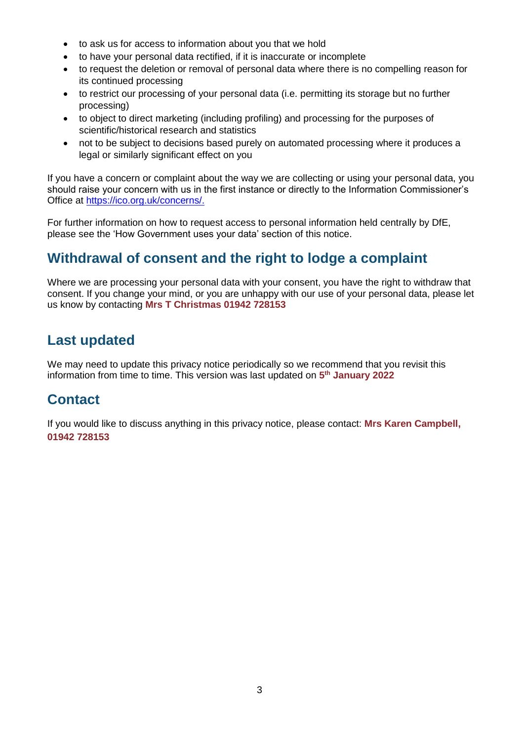- to ask us for access to information about you that we hold
- to have your personal data rectified, if it is inaccurate or incomplete
- to request the deletion or removal of personal data where there is no compelling reason for its continued processing
- to restrict our processing of your personal data (i.e. permitting its storage but no further processing)
- to object to direct marketing (including profiling) and processing for the purposes of scientific/historical research and statistics
- not to be subject to decisions based purely on automated processing where it produces a legal or similarly significant effect on you

If you have a concern or complaint about the way we are collecting or using your personal data, you should raise your concern with us in the first instance or directly to the Information Commissioner's Office at [https://ico.org.uk/concerns/.](https://ico.org.uk/concerns/)

For further information on how to request access to personal information held centrally by DfE, please see the 'How Government uses your data' section of this notice.

## Withdrawal of consent and the right to lodge a complaint

Where we are processing your personal data with your consent, you have the right to withdraw that consent. If you change your mind, or you are unhappy with our use of your personal data, please let us know by contacting **Mrs T Christmas 01942 728153**

## Last updated

We may need to update this privacy notice periodically so we recommend that you revisit this information from time to time. This version was last updated on **5th January 2022**

## Contact

If you would like to discuss anything in this privacy notice, please contact: **Mrs Karen Campbell, 01942 728153**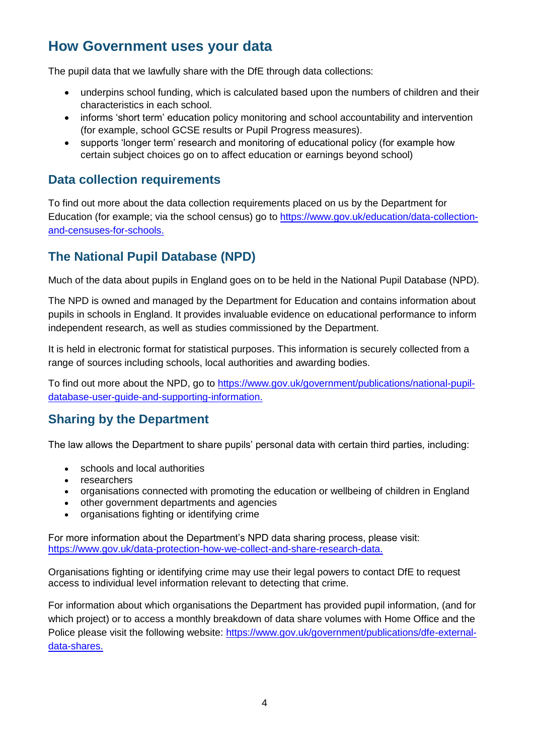## How Government uses your data

The pupil data that we lawfully share with the DfE through data collections:

- underpins school funding, which is calculated based upon the numbers of children and their characteristics in each school.
- informs 'short term' education policy monitoring and school accountability and intervention (for example, school GCSE results or Pupil Progress measures).
- supports 'longer term' research and monitoring of educational policy (for example how certain subject choices go on to affect education or earnings beyond school)

### Data collection requirements

To find out more about the data collection requirements placed on us by the Department for Education (for example; via the school census) go to https://www.gov.uk/education/data-collection-and-censuses-for-schools.

### The National Pupil Database (NPD)

Much of the data about pupils in England goes on to be held in the National Pupil Database (NPD).

The NPD is owned and managed by the Department for Education and contains information about pupils in schools in England. It provides invaluable evidence on educational performance to inform independent research, as well as studies commissioned by the Department.

It is held in electronic format for statistical purposes. This information is securely collected from a range of sources including schools, local authorities and awarding bodies.

To find out more about the NPD, go to https://www.gov.uk/government/publications/national-pupil-database-user-guide-and-supporting-information.

### Sharing by the Department

The law allows the Department to share pupils' personal data with certain third parties, including:

- schools and local authorities
- researchers
- organisations connected with promoting the education or wellbeing of children in England
- other government departments and agencies
- organisations fighting or identifying crime

For more information about the Department's NPD data sharing process, please visit: https://www.gov.uk/data-protection-how-we-collect-and-share-research-data.

Organisations fighting or identifying crime may use their legal powers to contact DfE to request access to individual level information relevant to detecting that crime.

For information about which organisations the Department has provided pupil information, (and for which project) or to access a monthly breakdown of data share volumes with Home Office and the Police please visit the following website: https://www.gov.uk/government/publications/dfe-external-data-shares.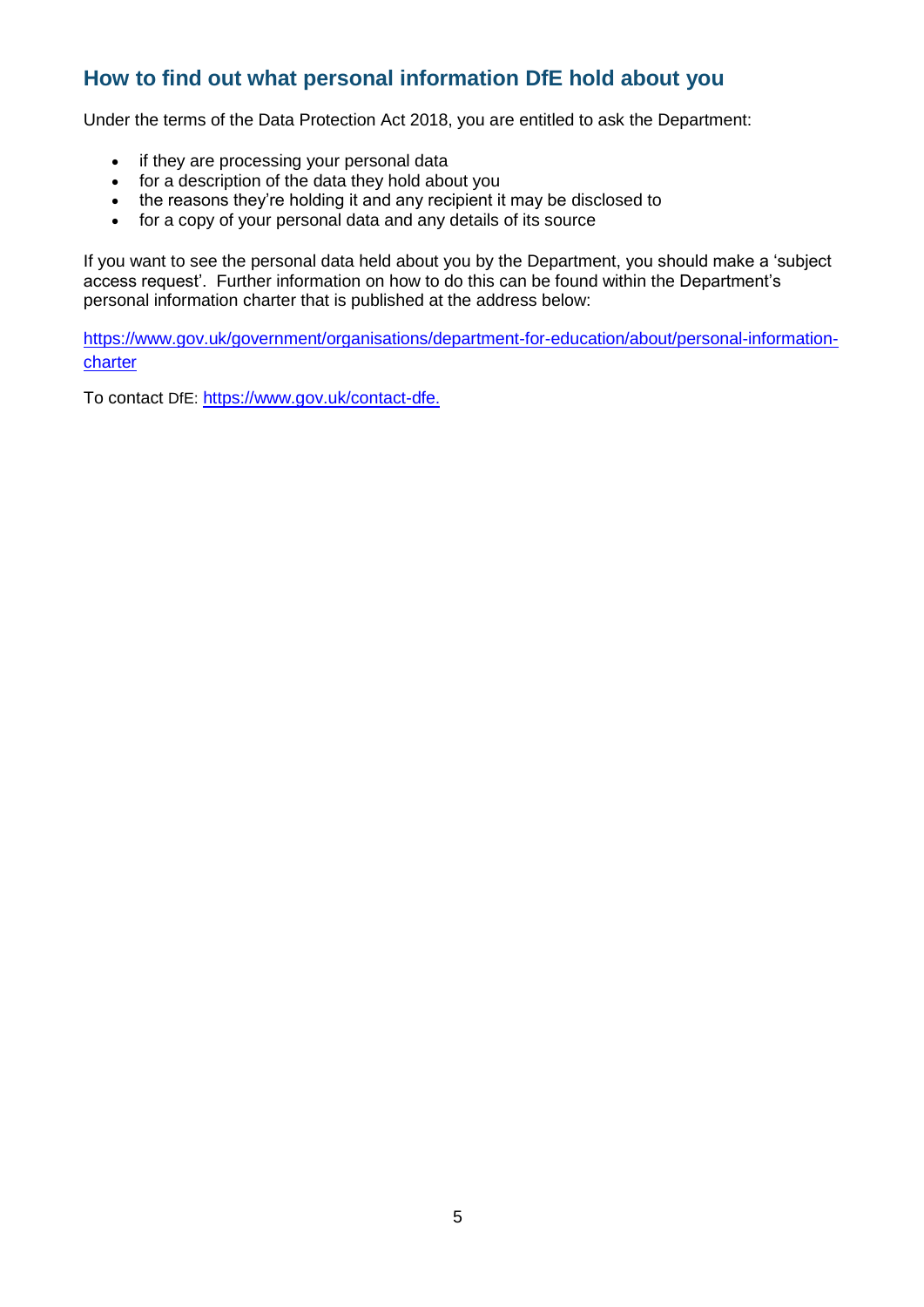## How to find out what personal information DfE hold about you

Under the terms of the Data Protection Act 2018, you are entitled to ask the Department:

- if they are processing your personal data
- for a description of the data they hold about you
- the reasons they're holding it and any recipient it may be disclosed to
- for a copy of your personal data and any details of its source

If you want to see the personal data held about you by the Department, you should make a 'subject access request'. Further information on how to do this can be found within the Department's personal information charter that is published at the address below:

https://www.gov.uk/government/organisations/department-for-education/about/personal-information-charter

To contact DfE: https://www.gov.uk/contact-dfe.